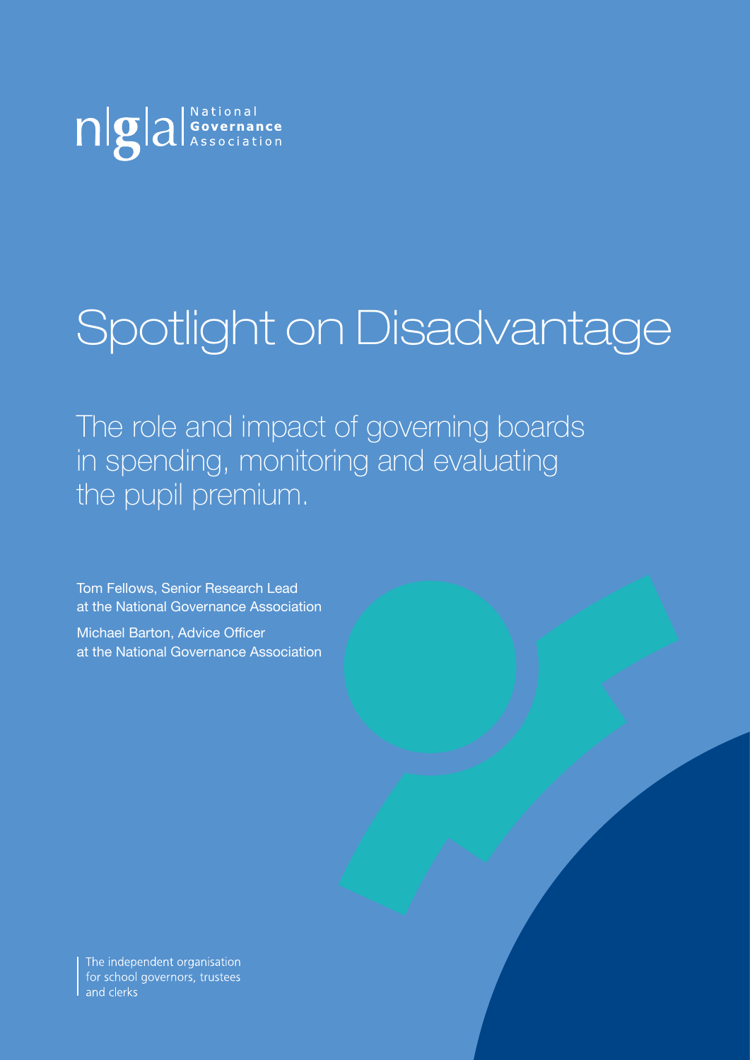National Governance Association

# Spotlight on Disadvantage

## The role and impact of governing boards in spending, monitoring and evaluating the pupil premium.

Tom Fellows, Senior Research Lead at the National Governance Association

Michael Barton, Advice Officer at the National Governance Association

The independent organisation for school governors, trustees and clerks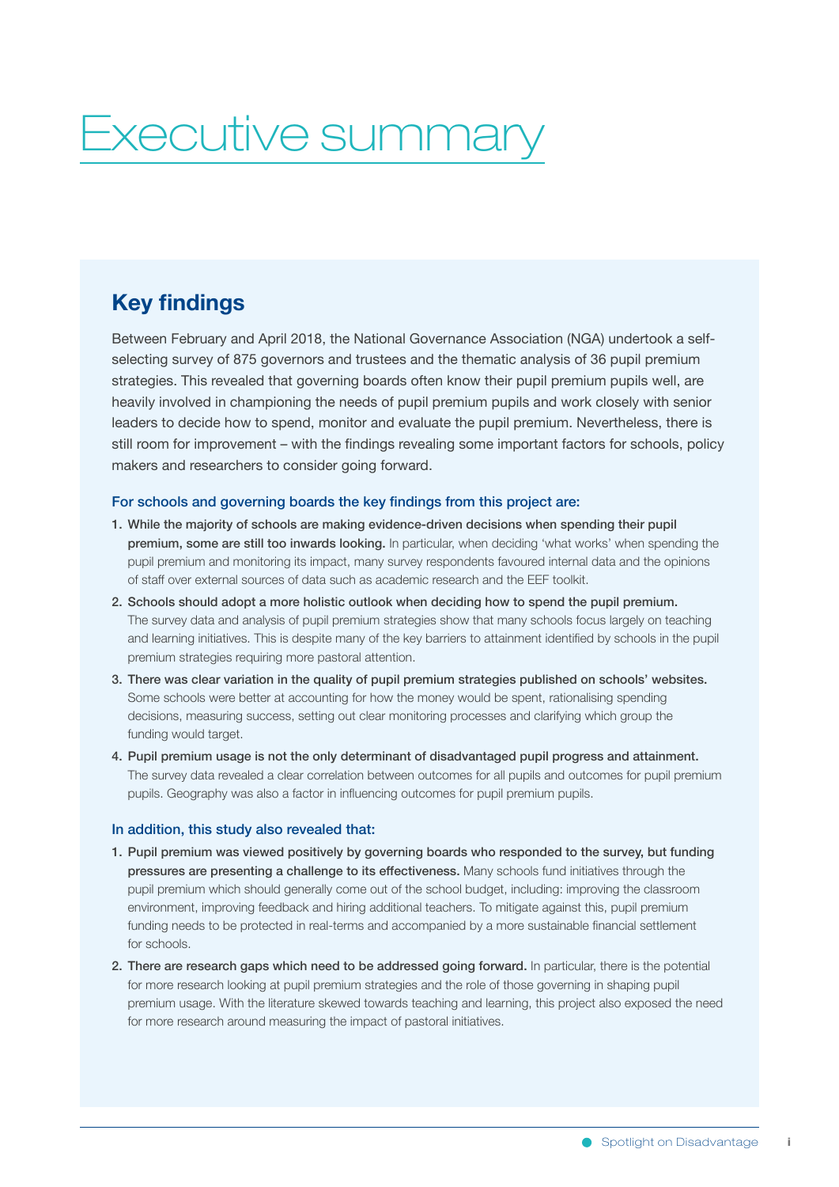# Executive summary

## Key findings

Between February and April 2018, the National Governance Association (NGA) undertook a self-selecting survey of 875 governors and trustees and the thematic analysis of 36 pupil premium strategies. This revealed that governing boards often know their pupil premium pupils well, are heavily involved in championing the needs of pupil premium pupils and work closely with senior leaders to decide how to spend, monitor and evaluate the pupil premium. Nevertheless, there is still room for improvement – with the findings revealing some important factors for schools, policy makers and researchers to consider going forward.

### For schools and governing boards the key findings from this project are:

1. **While the majority of schools are making evidence-driven decisions when spending their pupil premium, some are still too inwards looking.** In particular, when deciding 'what works' when spending the pupil premium and monitoring its impact, many survey respondents favoured internal data and the opinions of staff over external sources of data such as academic research and the EEF toolkit.
2. **Schools should adopt a more holistic outlook when deciding how to spend the pupil premium.** The survey data and analysis of pupil premium strategies show that many schools focus largely on teaching and learning initiatives. This is despite many of the key barriers to attainment identified by schools in the pupil premium strategies requiring more pastoral attention.
3. **There was clear variation in the quality of pupil premium strategies published on schools' websites.** Some schools were better at accounting for how the money would be spent, rationalising spending decisions, measuring success, setting out clear monitoring processes and clarifying which group the funding would target.
4. **Pupil premium usage is not the only determinant of disadvantaged pupil progress and attainment.** The survey data revealed a clear correlation between outcomes for all pupils and outcomes for pupil premium pupils. Geography was also a factor in influencing outcomes for pupil premium pupils.

### In addition, this study also revealed that:

1. **Pupil premium was viewed positively by governing boards who responded to the survey, but funding pressures are presenting a challenge to its effectiveness.** Many schools fund initiatives through the pupil premium which should generally come out of the school budget, including: improving the classroom environment, improving feedback and hiring additional teachers. To mitigate against this, pupil premium funding needs to be protected in real-terms and accompanied by a more sustainable financial settlement for schools.
2. **There are research gaps which need to be addressed going forward.** In particular, there is the potential for more research looking at pupil premium strategies and the role of those governing in shaping pupil premium usage. With the literature skewed towards teaching and learning, this project also exposed the need for more research around measuring the impact of pastoral initiatives.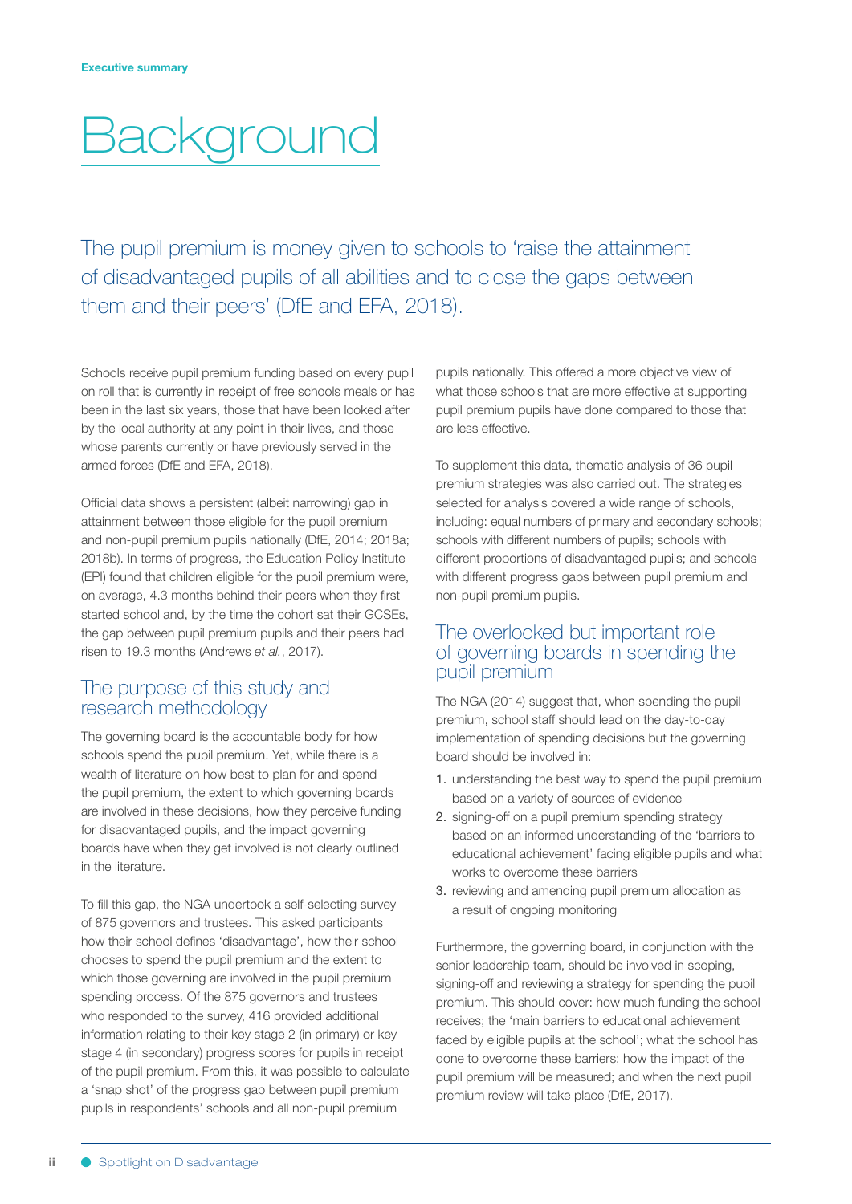Executive summary

# Background

The pupil premium is money given to schools to 'raise the attainment of disadvantaged pupils of all abilities and to close the gaps between them and their peers' (DfE and EFA, 2018).

Schools receive pupil premium funding based on every pupil on roll that is currently in receipt of free schools meals or has been in the last six years, those that have been looked after by the local authority at any point in their lives, and those whose parents currently or have previously served in the armed forces (DfE and EFA, 2018).

Official data shows a persistent (albeit narrowing) gap in attainment between those eligible for the pupil premium and non-pupil premium pupils nationally (DfE, 2014; 2018a; 2018b). In terms of progress, the Education Policy Institute (EPI) found that children eligible for the pupil premium were, on average, 4.3 months behind their peers when they first started school and, by the time the cohort sat their GCSEs, the gap between pupil premium pupils and their peers had risen to 19.3 months (Andrews *et al.*, 2017).

## The purpose of this study and research methodology

The governing board is the accountable body for how schools spend the pupil premium. Yet, while there is a wealth of literature on how best to plan for and spend the pupil premium, the extent to which governing boards are involved in these decisions, how they perceive funding for disadvantaged pupils, and the impact governing boards have when they get involved is not clearly outlined in the literature.

To fill this gap, the NGA undertook a self-selecting survey of 875 governors and trustees. This asked participants how their school defines 'disadvantage', how their school chooses to spend the pupil premium and the extent to which those governing are involved in the pupil premium spending process. Of the 875 governors and trustees who responded to the survey, 416 provided additional information relating to their key stage 2 (in primary) or key stage 4 (in secondary) progress scores for pupils in receipt of the pupil premium. From this, it was possible to calculate a 'snap shot' of the progress gap between pupil premium pupils in respondents' schools and all non-pupil premium pupils nationally. This offered a more objective view of what those schools that are more effective at supporting pupil premium pupils have done compared to those that are less effective.

To supplement this data, thematic analysis of 36 pupil premium strategies was also carried out. The strategies selected for analysis covered a wide range of schools, including: equal numbers of primary and secondary schools; schools with different numbers of pupils; schools with different proportions of disadvantaged pupils; and schools with different progress gaps between pupil premium and non-pupil premium pupils.

## The overlooked but important role of governing boards in spending the pupil premium

The NGA (2014) suggest that, when spending the pupil premium, school staff should lead on the day-to-day implementation of spending decisions but the governing board should be involved in:

1. understanding the best way to spend the pupil premium based on a variety of sources of evidence
2. signing-off on a pupil premium spending strategy based on an informed understanding of the 'barriers to educational achievement' facing eligible pupils and what works to overcome these barriers
3. reviewing and amending pupil premium allocation as a result of ongoing monitoring

Furthermore, the governing board, in conjunction with the senior leadership team, should be involved in scoping, signing-off and reviewing a strategy for spending the pupil premium. This should cover: how much funding the school receives; the 'main barriers to educational achievement faced by eligible pupils at the school'; what the school has done to overcome these barriers; how the impact of the pupil premium will be measured; and when the next pupil premium review will take place (DfE, 2017).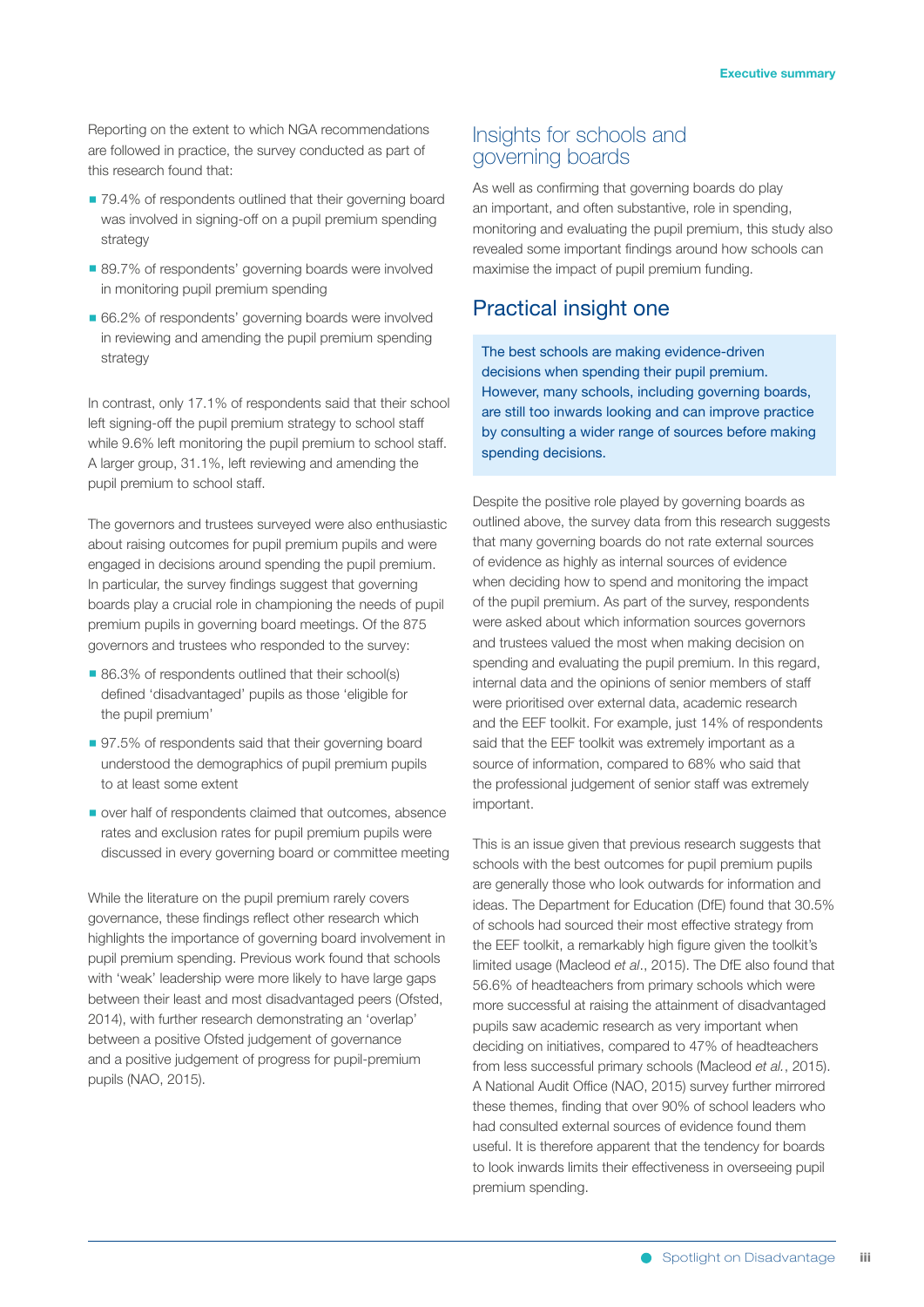Reporting on the extent to which NGA recommendations are followed in practice, the survey conducted as part of this research found that:

- 79.4% of respondents outlined that their governing board was involved in signing-off on a pupil premium spending strategy
- 89.7% of respondents' governing boards were involved in monitoring pupil premium spending
- 66.2% of respondents' governing boards were involved in reviewing and amending the pupil premium spending strategy

In contrast, only 17.1% of respondents said that their school left signing-off the pupil premium strategy to school staff while 9.6% left monitoring the pupil premium to school staff. A larger group, 31.1%, left reviewing and amending the pupil premium to school staff.

The governors and trustees surveyed were also enthusiastic about raising outcomes for pupil premium pupils and were engaged in decisions around spending the pupil premium. In particular, the survey findings suggest that governing boards play a crucial role in championing the needs of pupil premium pupils in governing board meetings. Of the 875 governors and trustees who responded to the survey:

- 86.3% of respondents outlined that their school(s) defined 'disadvantaged' pupils as those 'eligible for the pupil premium'
- 97.5% of respondents said that their governing board understood the demographics of pupil premium pupils to at least some extent
- over half of respondents claimed that outcomes, absence rates and exclusion rates for pupil premium pupils were discussed in every governing board or committee meeting

While the literature on the pupil premium rarely covers governance, these findings reflect other research which highlights the importance of governing board involvement in pupil premium spending. Previous work found that schools with 'weak' leadership were more likely to have large gaps between their least and most disadvantaged peers (Ofsted, 2014), with further research demonstrating an 'overlap' between a positive Ofsted judgement of governance and a positive judgement of progress for pupil-premium pupils (NAO, 2015).

## Insights for schools and governing boards

As well as confirming that governing boards do play an important, and often substantive, role in spending, monitoring and evaluating the pupil premium, this study also revealed some important findings around how schools can maximise the impact of pupil premium funding.

### Practical insight one

The best schools are making evidence-driven decisions when spending their pupil premium. However, many schools, including governing boards, are still too inwards looking and can improve practice by consulting a wider range of sources before making spending decisions.

Despite the positive role played by governing boards as outlined above, the survey data from this research suggests that many governing boards do not rate external sources of evidence as highly as internal sources of evidence when deciding how to spend and monitoring the impact of the pupil premium. As part of the survey, respondents were asked about which information sources governors and trustees valued the most when making decision on spending and evaluating the pupil premium. In this regard, internal data and the opinions of senior members of staff were prioritised over external data, academic research and the EEF toolkit. For example, just 14% of respondents said that the EEF toolkit was extremely important as a source of information, compared to 68% who said that the professional judgement of senior staff was extremely important.

This is an issue given that previous research suggests that schools with the best outcomes for pupil premium pupils are generally those who look outwards for information and ideas. The Department for Education (DfE) found that 30.5% of schools had sourced their most effective strategy from the EEF toolkit, a remarkably high figure given the toolkit's limited usage (Macleod *et al*., 2015). The DfE also found that 56.6% of headteachers from primary schools which were more successful at raising the attainment of disadvantaged pupils saw academic research as very important when deciding on initiatives, compared to 47% of headteachers from less successful primary schools (Macleod *et al.*, 2015). A National Audit Office (NAO, 2015) survey further mirrored these themes, finding that over 90% of school leaders who had consulted external sources of evidence found them useful. It is therefore apparent that the tendency for boards to look inwards limits their effectiveness in overseeing pupil premium spending.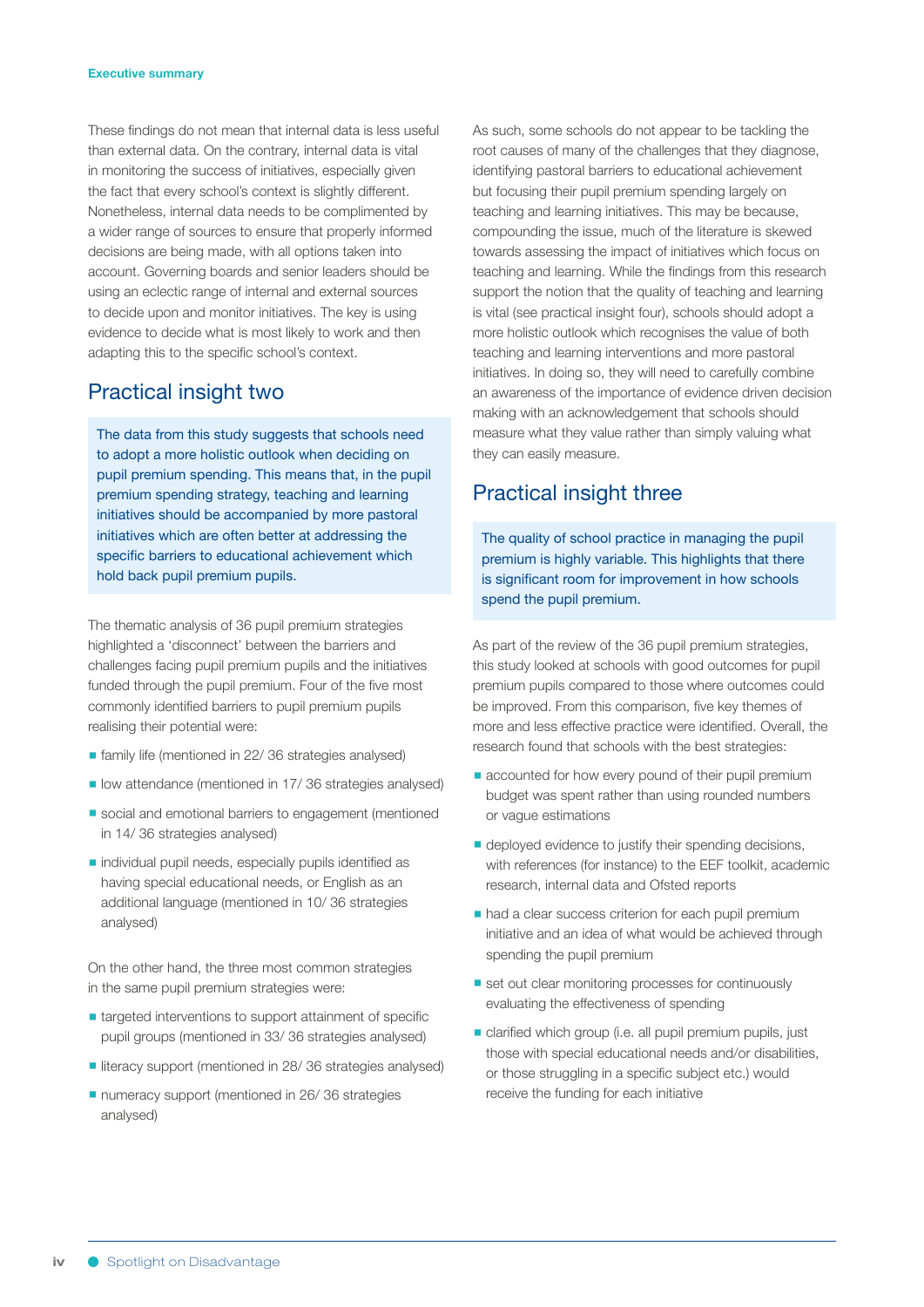These findings do not mean that internal data is less useful than external data. On the contrary, internal data is vital in monitoring the success of initiatives, especially given the fact that every school's context is slightly different. Nonetheless, internal data needs to be complimented by a wider range of sources to ensure that properly informed decisions are being made, with all options taken into account. Governing boards and senior leaders should be using an eclectic range of internal and external sources to decide upon and monitor initiatives. The key is using evidence to decide what is most likely to work and then adapting this to the specific school's context.

## Practical insight two

> The data from this study suggests that schools need to adopt a more holistic outlook when deciding on pupil premium spending. This means that, in the pupil premium spending strategy, teaching and learning initiatives should be accompanied by more pastoral initiatives which are often better at addressing the specific barriers to educational achievement which hold back pupil premium pupils.

The thematic analysis of 36 pupil premium strategies highlighted a 'disconnect' between the barriers and challenges facing pupil premium pupils and the initiatives funded through the pupil premium. Four of the five most commonly identified barriers to pupil premium pupils realising their potential were:

- family life (mentioned in 22/ 36 strategies analysed)
- low attendance (mentioned in 17/ 36 strategies analysed)
- social and emotional barriers to engagement (mentioned in 14/ 36 strategies analysed)
- individual pupil needs, especially pupils identified as having special educational needs, or English as an additional language (mentioned in 10/ 36 strategies analysed)

On the other hand, the three most common strategies in the same pupil premium strategies were:

- targeted interventions to support attainment of specific pupil groups (mentioned in 33/ 36 strategies analysed)
- literacy support (mentioned in 28/ 36 strategies analysed)
- numeracy support (mentioned in 26/ 36 strategies analysed)

As such, some schools do not appear to be tackling the root causes of many of the challenges that they diagnose, identifying pastoral barriers to educational achievement but focusing their pupil premium spending largely on teaching and learning initiatives. This may be because, compounding the issue, much of the literature is skewed towards assessing the impact of initiatives which focus on teaching and learning. While the findings from this research support the notion that the quality of teaching and learning is vital (see practical insight four), schools should adopt a more holistic outlook which recognises the value of both teaching and learning interventions and more pastoral initiatives. In doing so, they will need to carefully combine an awareness of the importance of evidence driven decision making with an acknowledgement that schools should measure what they value rather than simply valuing what they can easily measure.

## Practical insight three

> The quality of school practice in managing the pupil premium is highly variable. This highlights that there is significant room for improvement in how schools spend the pupil premium.

As part of the review of the 36 pupil premium strategies, this study looked at schools with good outcomes for pupil premium pupils compared to those where outcomes could be improved. From this comparison, five key themes of more and less effective practice were identified. Overall, the research found that schools with the best strategies:

- accounted for how every pound of their pupil premium budget was spent rather than using rounded numbers or vague estimations
- deployed evidence to justify their spending decisions, with references (for instance) to the EEF toolkit, academic research, internal data and Ofsted reports
- had a clear success criterion for each pupil premium initiative and an idea of what would be achieved through spending the pupil premium
- set out clear monitoring processes for continuously evaluating the effectiveness of spending
- clarified which group (i.e. all pupil premium pupils, just those with special educational needs and/or disabilities, or those struggling in a specific subject etc.) would receive the funding for each initiative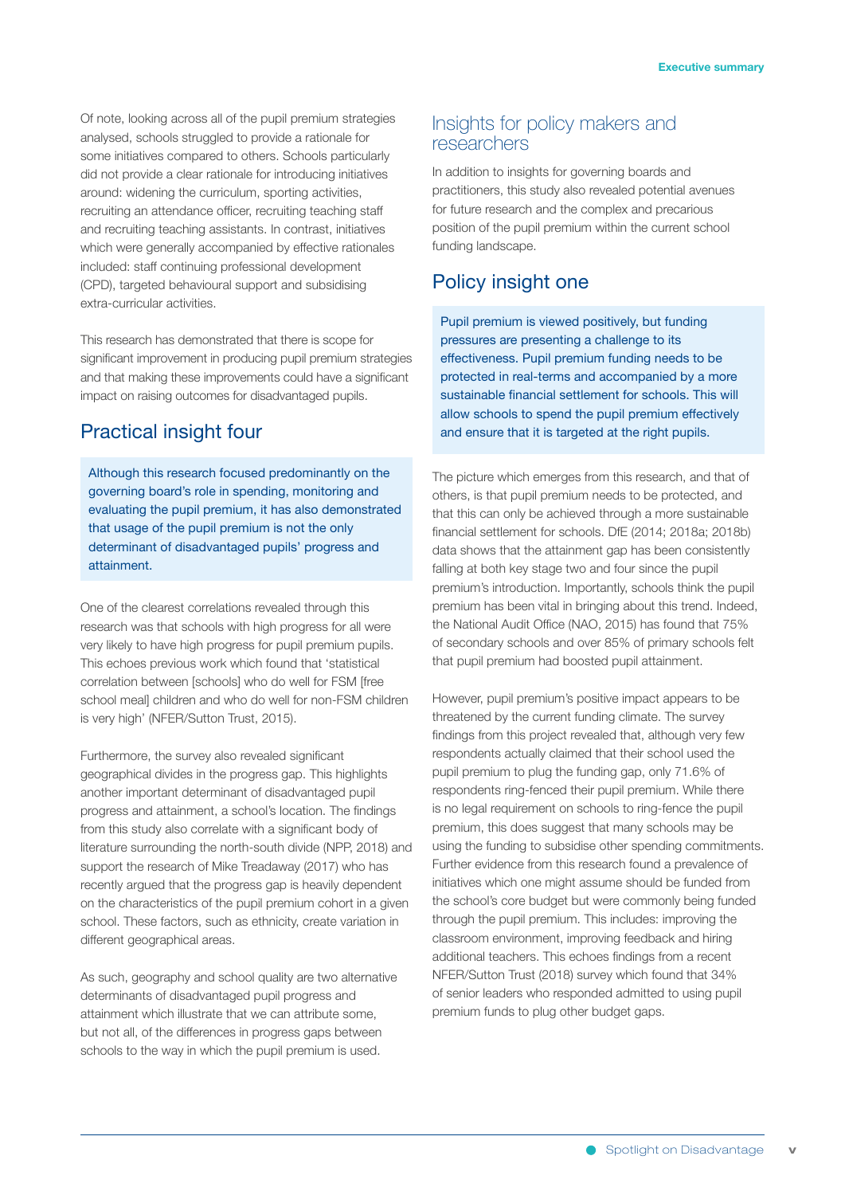Of note, looking across all of the pupil premium strategies analysed, schools struggled to provide a rationale for some initiatives compared to others. Schools particularly did not provide a clear rationale for introducing initiatives around: widening the curriculum, sporting activities, recruiting an attendance officer, recruiting teaching staff and recruiting teaching assistants. In contrast, initiatives which were generally accompanied by effective rationales included: staff continuing professional development (CPD), targeted behavioural support and subsidising extra-curricular activities.

This research has demonstrated that there is scope for significant improvement in producing pupil premium strategies and that making these improvements could have a significant impact on raising outcomes for disadvantaged pupils.

## Practical insight four

Although this research focused predominantly on the governing board's role in spending, monitoring and evaluating the pupil premium, it has also demonstrated that usage of the pupil premium is not the only determinant of disadvantaged pupils' progress and attainment.

One of the clearest correlations revealed through this research was that schools with high progress for all were very likely to have high progress for pupil premium pupils. This echoes previous work which found that 'statistical correlation between [schools] who do well for FSM [free school meal] children and who do well for non-FSM children is very high' (NFER/Sutton Trust, 2015).

Furthermore, the survey also revealed significant geographical divides in the progress gap. This highlights another important determinant of disadvantaged pupil progress and attainment, a school's location. The findings from this study also correlate with a significant body of literature surrounding the north-south divide (NPP, 2018) and support the research of Mike Treadaway (2017) who has recently argued that the progress gap is heavily dependent on the characteristics of the pupil premium cohort in a given school. These factors, such as ethnicity, create variation in different geographical areas.

As such, geography and school quality are two alternative determinants of disadvantaged pupil progress and attainment which illustrate that we can attribute some, but not all, of the differences in progress gaps between schools to the way in which the pupil premium is used.

## Insights for policy makers and researchers

In addition to insights for governing boards and practitioners, this study also revealed potential avenues for future research and the complex and precarious position of the pupil premium within the current school funding landscape.

## Policy insight one

Pupil premium is viewed positively, but funding pressures are presenting a challenge to its effectiveness. Pupil premium funding needs to be protected in real-terms and accompanied by a more sustainable financial settlement for schools. This will allow schools to spend the pupil premium effectively and ensure that it is targeted at the right pupils.

The picture which emerges from this research, and that of others, is that pupil premium needs to be protected, and that this can only be achieved through a more sustainable financial settlement for schools. DfE (2014; 2018a; 2018b) data shows that the attainment gap has been consistently falling at both key stage two and four since the pupil premium's introduction. Importantly, schools think the pupil premium has been vital in bringing about this trend. Indeed, the National Audit Office (NAO, 2015) has found that 75% of secondary schools and over 85% of primary schools felt that pupil premium had boosted pupil attainment.

However, pupil premium's positive impact appears to be threatened by the current funding climate. The survey findings from this project revealed that, although very few respondents actually claimed that their school used the pupil premium to plug the funding gap, only 71.6% of respondents ring-fenced their pupil premium. While there is no legal requirement on schools to ring-fence the pupil premium, this does suggest that many schools may be using the funding to subsidise other spending commitments. Further evidence from this research found a prevalence of initiatives which one might assume should be funded from the school's core budget but were commonly being funded through the pupil premium. This includes: improving the classroom environment, improving feedback and hiring additional teachers. This echoes findings from a recent NFER/Sutton Trust (2018) survey which found that 34% of senior leaders who responded admitted to using pupil premium funds to plug other budget gaps.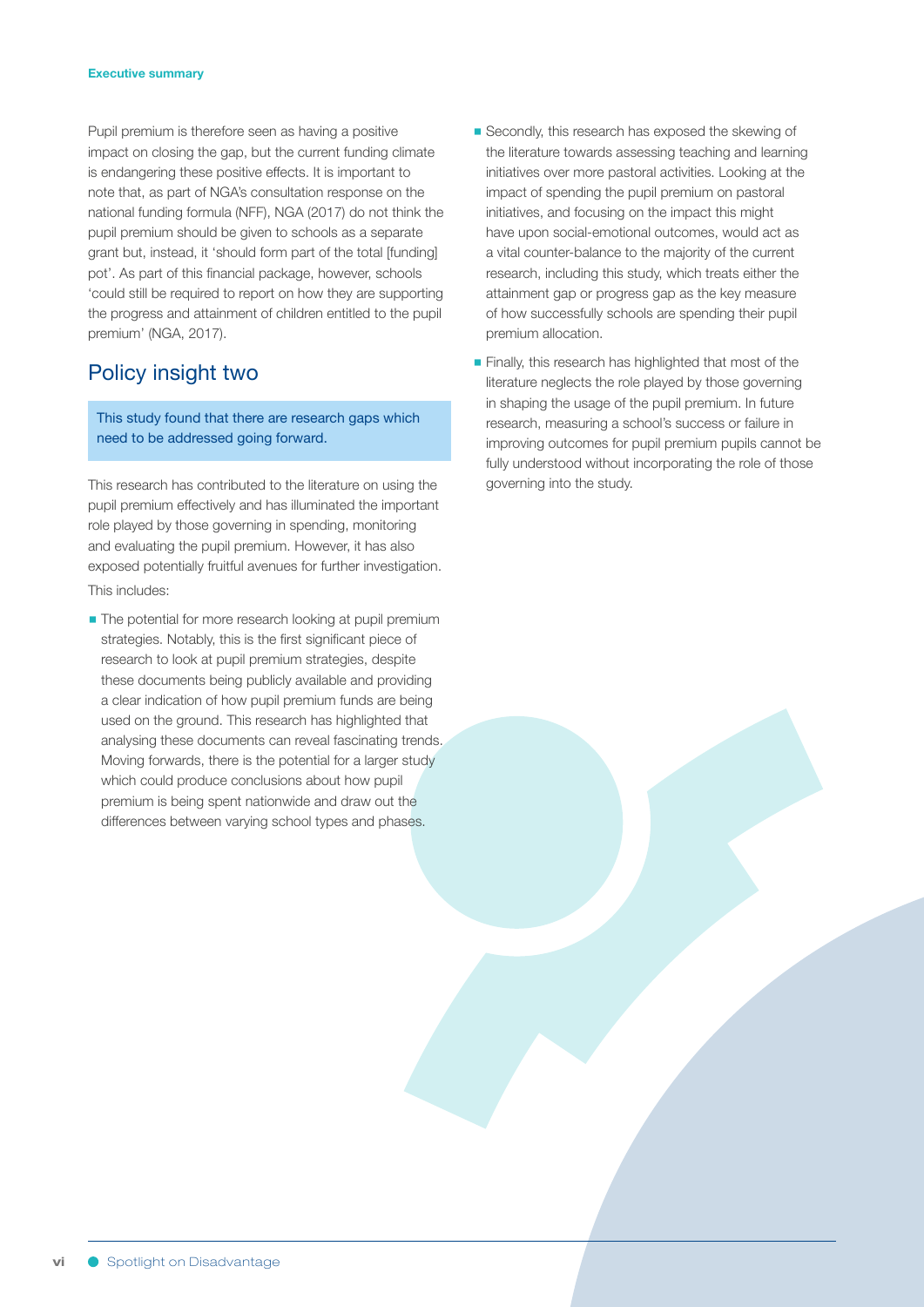Pupil premium is therefore seen as having a positive impact on closing the gap, but the current funding climate is endangering these positive effects. It is important to note that, as part of NGA's consultation response on the national funding formula (NFF), NGA (2017) do not think the pupil premium should be given to schools as a separate grant but, instead, it 'should form part of the total [funding] pot'. As part of this financial package, however, schools 'could still be required to report on how they are supporting the progress and attainment of children entitled to the pupil premium' (NGA, 2017).

## Policy insight two

This study found that there are research gaps which need to be addressed going forward.

This research has contributed to the literature on using the pupil premium effectively and has illuminated the important role played by those governing in spending, monitoring and evaluating the pupil premium. However, it has also exposed potentially fruitful avenues for further investigation. This includes:

- The potential for more research looking at pupil premium strategies. Notably, this is the first significant piece of research to look at pupil premium strategies, despite these documents being publicly available and providing a clear indication of how pupil premium funds are being used on the ground. This research has highlighted that analysing these documents can reveal fascinating trends. Moving forwards, there is the potential for a larger study which could produce conclusions about how pupil premium is being spent nationwide and draw out the differences between varying school types and phases.
- Secondly, this research has exposed the skewing of the literature towards assessing teaching and learning initiatives over more pastoral activities. Looking at the impact of spending the pupil premium on pastoral initiatives, and focusing on the impact this might have upon social-emotional outcomes, would act as a vital counter-balance to the majority of the current research, including this study, which treats either the attainment gap or progress gap as the key measure of how successfully schools are spending their pupil premium allocation.
- Finally, this research has highlighted that most of the literature neglects the role played by those governing in shaping the usage of the pupil premium. In future research, measuring a school's success or failure in improving outcomes for pupil premium pupils cannot be fully understood without incorporating the role of those governing into the study.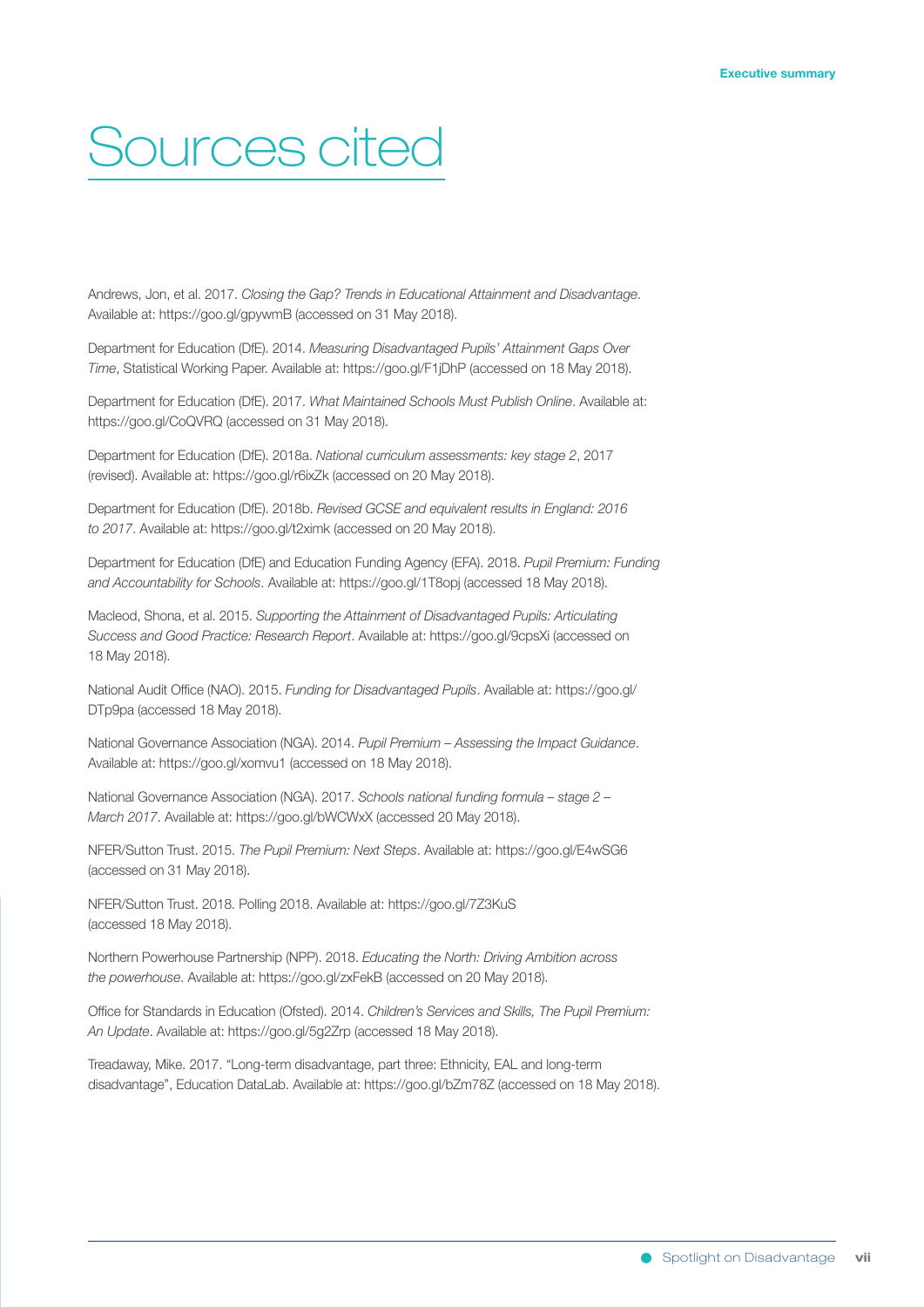# Sources cited

Andrews, Jon, et al. 2017. *Closing the Gap? Trends in Educational Attainment and Disadvantage*. Available at: https://goo.gl/gpywmB (accessed on 31 May 2018).

Department for Education (DfE). 2014. *Measuring Disadvantaged Pupils' Attainment Gaps Over Time*, Statistical Working Paper. Available at: https://goo.gl/F1jDhP (accessed on 18 May 2018).

Department for Education (DfE). 2017. *What Maintained Schools Must Publish Online*. Available at: https://goo.gl/CoQVRQ (accessed on 31 May 2018).

Department for Education (DfE). 2018a. *National curriculum assessments: key stage 2*, 2017 (revised). Available at: https://goo.gl/r6ixZk (accessed on 20 May 2018).

Department for Education (DfE). 2018b. *Revised GCSE and equivalent results in England: 2016 to 2017*. Available at: https://goo.gl/t2ximk (accessed on 20 May 2018).

Department for Education (DfE) and Education Funding Agency (EFA). 2018. *Pupil Premium: Funding and Accountability for Schools*. Available at: https://goo.gl/1T8opj (accessed 18 May 2018).

Macleod, Shona, et al. 2015. *Supporting the Attainment of Disadvantaged Pupils: Articulating Success and Good Practice: Research Report*. Available at: https://goo.gl/9cpsXi (accessed on 18 May 2018).

National Audit Office (NAO). 2015. *Funding for Disadvantaged Pupils*. Available at: https://goo.gl/DTp9pa (accessed 18 May 2018).

National Governance Association (NGA). 2014. *Pupil Premium – Assessing the Impact Guidance*. Available at: https://goo.gl/xomvu1 (accessed on 18 May 2018).

National Governance Association (NGA). 2017. *Schools national funding formula – stage 2 – March 2017*. Available at: https://goo.gl/bWCWxX (accessed 20 May 2018).

NFER/Sutton Trust. 2015. *The Pupil Premium: Next Steps*. Available at: https://goo.gl/E4wSG6 (accessed on 31 May 2018).

NFER/Sutton Trust. 2018. Polling 2018. Available at: https://goo.gl/7Z3KuS (accessed 18 May 2018).

Northern Powerhouse Partnership (NPP). 2018. *Educating the North: Driving Ambition across the powerhouse*. Available at: https://goo.gl/zxFekB (accessed on 20 May 2018).

Office for Standards in Education (Ofsted). 2014. *Children's Services and Skills, The Pupil Premium: An Update*. Available at: https://goo.gl/5g2Zrp (accessed 18 May 2018).

Treadaway, Mike. 2017. "Long-term disadvantage, part three: Ethnicity, EAL and long-term disadvantage", Education DataLab. Available at: https://goo.gl/bZm78Z (accessed on 18 May 2018).